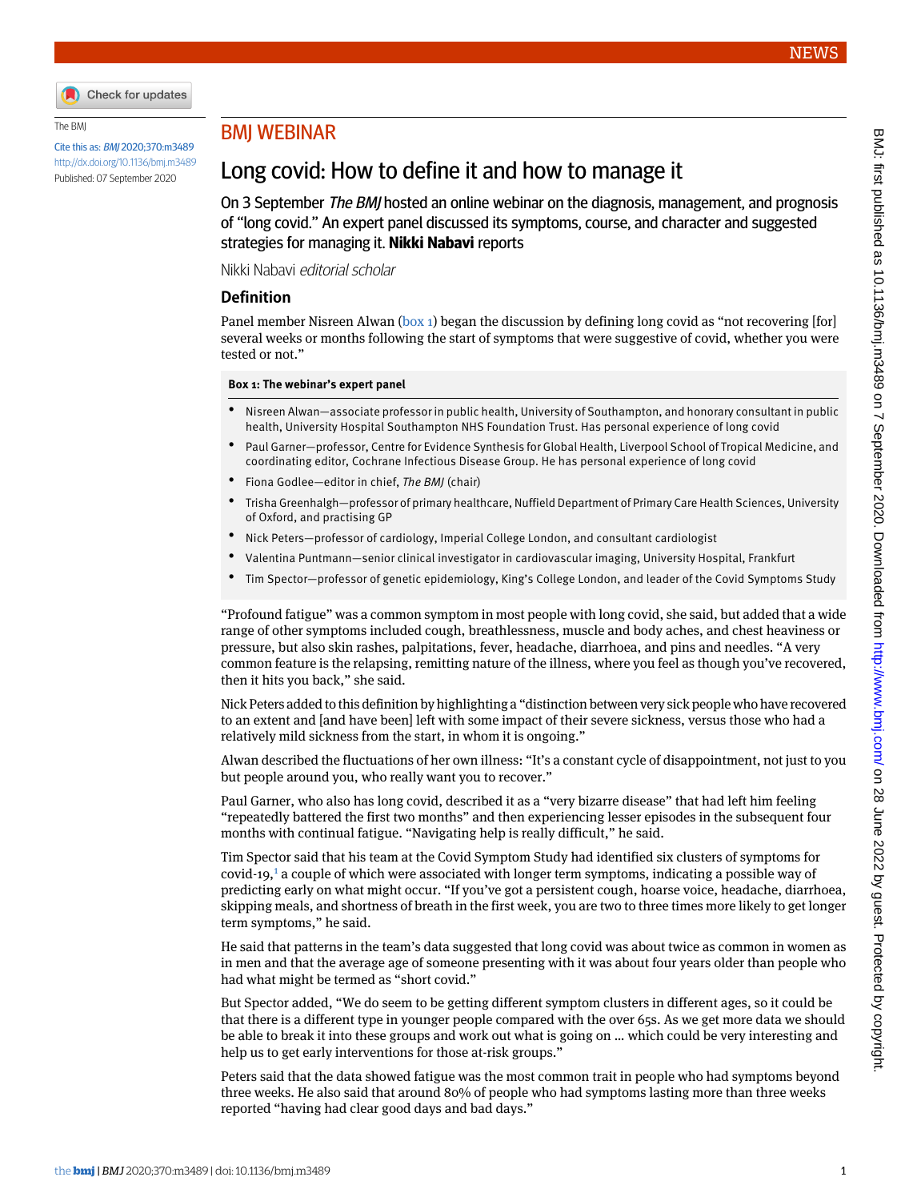The BMJ

Cite this as: *BMJ* 2020;370:m3489

http://dx.doi.org/10.1136/bmj.m3489

Published: 07 September 2020

## BMJ WEBINAR

# Long covid: How to define it and how to manage it

On 3 September *The BMJ* hosted an online webinar on the diagnosis, management, and prognosis of "long covid." An expert panel discussed its symptoms, course, and character and suggested strategies for managing it. **Nikki Nabavi** reports

Nikki Nabavi *editorial scholar*

### Definition

Panel member Nisreen Alwan (box 1) began the discussion by defining long covid as "not recovering [for] several weeks or months following the start of symptoms that were suggestive of covid, whether you were tested or not."

**Box 1: The webinar's expert panel**

- Nisreen Alwan—associate professor in public health, University of Southampton, and honorary consultant in public health, University Hospital Southampton NHS Foundation Trust. Has personal experience of long covid
- Paul Garner—professor, Centre for Evidence Synthesis for Global Health, Liverpool School of Tropical Medicine, and coordinating editor, Cochrane Infectious Disease Group. He has personal experience of long covid
- Fiona Godlee—editor in chief, *The BMJ* (chair)
- Trisha Greenhalgh—professor of primary healthcare, Nuffield Department of Primary Care Health Sciences, University of Oxford, and practising GP
- Nick Peters—professor of cardiology, Imperial College London, and consultant cardiologist
- Valentina Puntmann—senior clinical investigator in cardiovascular imaging, University Hospital, Frankfurt
- Tim Spector—professor of genetic epidemiology, King's College London, and leader of the Covid Symptoms Study

"Profound fatigue" was a common symptom in most people with long covid, she said, but added that a wide range of other symptoms included cough, breathlessness, muscle and body aches, and chest heaviness or pressure, but also skin rashes, palpitations, fever, headache, diarrhoea, and pins and needles. "A very common feature is the relapsing, remitting nature of the illness, where you feel as though you've recovered, then it hits you back," she said.

Nick Peters added to this definition by highlighting a "distinction between very sick people who have recovered to an extent and [and have been] left with some impact of their severe sickness, versus those who had a relatively mild sickness from the start, in whom it is ongoing."

Alwan described the fluctuations of her own illness: "It's a constant cycle of disappointment, not just to you but people around you, who really want you to recover."

Paul Garner, who also has long covid, described it as a "very bizarre disease" that had left him feeling "repeatedly battered the first two months" and then experiencing lesser episodes in the subsequent four months with continual fatigue. "Navigating help is really difficult," he said.

Tim Spector said that his team at the Covid Symptom Study had identified six clusters of symptoms for covid-19,[1] a couple of which were associated with longer term symptoms, indicating a possible way of predicting early on what might occur. "If you've got a persistent cough, hoarse voice, headache, diarrhoea, skipping meals, and shortness of breath in the first week, you are two to three times more likely to get longer term symptoms," he said.

He said that patterns in the team's data suggested that long covid was about twice as common in women as in men and that the average age of someone presenting with it was about four years older than people who had what might be termed as "short covid."

But Spector added, "We do seem to be getting different symptom clusters in different ages, so it could be that there is a different type in younger people compared with the over 65s. As we get more data we should be able to break it into these groups and work out what is going on ... which could be very interesting and help us to get early interventions for those at-risk groups."

Peters said that the data showed fatigue was the most common trait in people who had symptoms beyond three weeks. He also said that around 80% of people who had symptoms lasting more than three weeks reported "having had clear good days and bad days."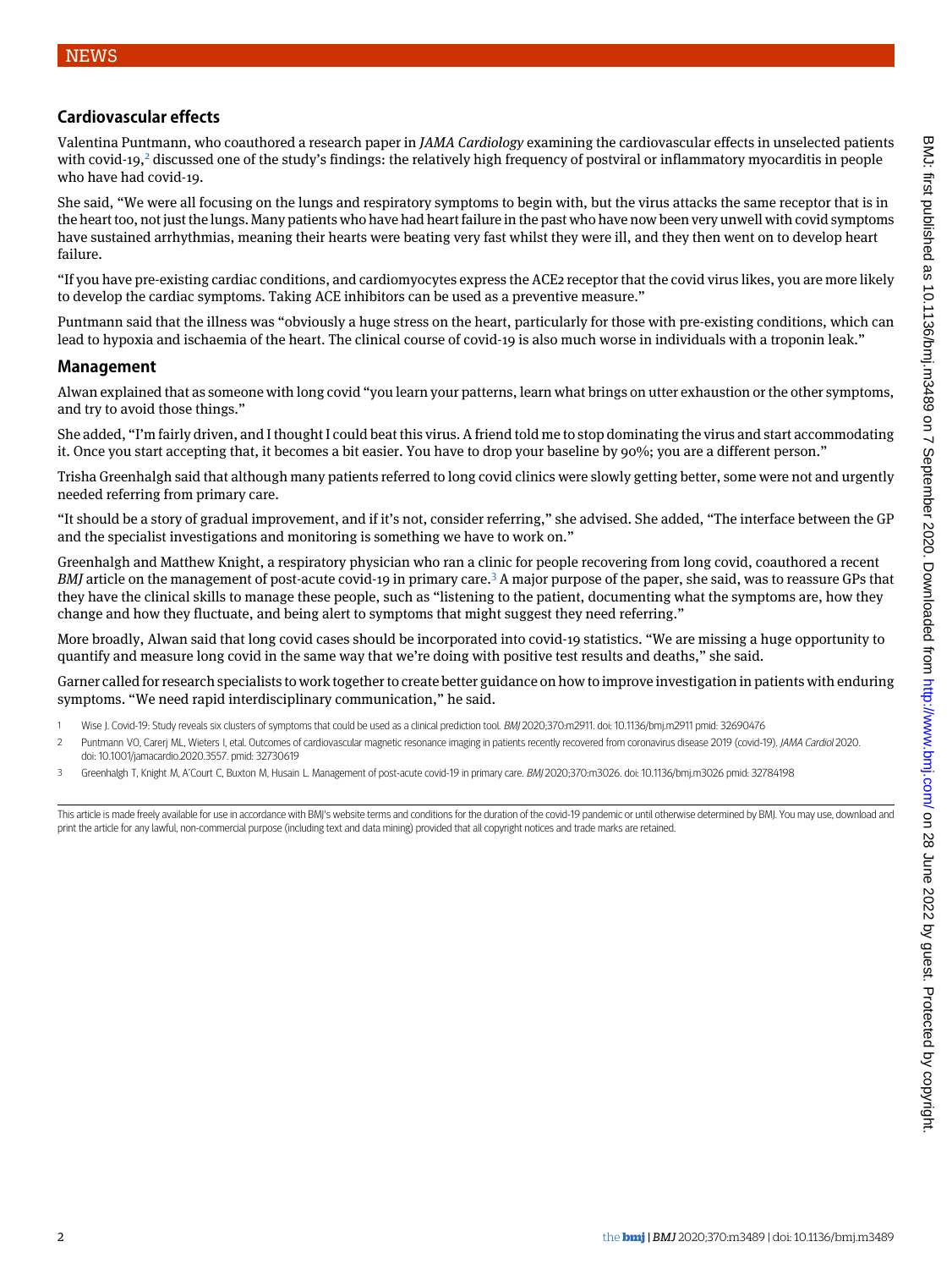## Cardiovascular effects

Valentina Puntmann, who coauthored a research paper in *JAMA Cardiology* examining the cardiovascular effects in unselected patients with covid-19,[2] discussed one of the study's findings: the relatively high frequency of postviral or inflammatory myocarditis in people who have had covid-19.

She said, "We were all focusing on the lungs and respiratory symptoms to begin with, but the virus attacks the same receptor that is in the heart too, not just the lungs. Many patients who have had heart failure in the past who have now been very unwell with covid symptoms have sustained arrhythmias, meaning their hearts were beating very fast whilst they were ill, and they then went on to develop heart failure.

"If you have pre-existing cardiac conditions, and cardiomyocytes express the ACE2 receptor that the covid virus likes, you are more likely to develop the cardiac symptoms. Taking ACE inhibitors can be used as a preventive measure."

Puntmann said that the illness was "obviously a huge stress on the heart, particularly for those with pre-existing conditions, which can lead to hypoxia and ischaemia of the heart. The clinical course of covid-19 is also much worse in individuals with a troponin leak."

## Management

Alwan explained that as someone with long covid "you learn your patterns, learn what brings on utter exhaustion or the other symptoms, and try to avoid those things."

She added, "I'm fairly driven, and I thought I could beat this virus. A friend told me to stop dominating the virus and start accommodating it. Once you start accepting that, it becomes a bit easier. You have to drop your baseline by 90%; you are a different person."

Trisha Greenhalgh said that although many patients referred to long covid clinics were slowly getting better, some were not and urgently needed referring from primary care.

"It should be a story of gradual improvement, and if it's not, consider referring," she advised. She added, "The interface between the GP and the specialist investigations and monitoring is something we have to work on."

Greenhalgh and Matthew Knight, a respiratory physician who ran a clinic for people recovering from long covid, coauthored a recent *BMJ* article on the management of post-acute covid-19 in primary care.[3] A major purpose of the paper, she said, was to reassure GPs that they have the clinical skills to manage these people, such as "listening to the patient, documenting what the symptoms are, how they change and how they fluctuate, and being alert to symptoms that might suggest they need referring."

More broadly, Alwan said that long covid cases should be incorporated into covid-19 statistics. "We are missing a huge opportunity to quantify and measure long covid in the same way that we're doing with positive test results and deaths," she said.

Garner called for research specialists to work together to create better guidance on how to improve investigation in patients with enduring symptoms. "We need rapid interdisciplinary communication," he said.

1. Wise J. Covid-19: Study reveals six clusters of symptoms that could be used as a clinical prediction tool. *BMJ* 2020;370:m2911. doi: 10.1136/bmj.m2911 pmid: 32690476
2. Puntmann VO, Carerj ML, Wieters I, etal. Outcomes of cardiovascular magnetic resonance imaging in patients recently recovered from coronavirus disease 2019 (covid-19). *JAMA Cardiol* 2020. doi: 10.1001/jamacardio.2020.3557. pmid: 32730619
3. Greenhalgh T, Knight M, A'Court C, Buxton M, Husain L. Management of post-acute covid-19 in primary care. *BMJ* 2020;370:m3026. doi: 10.1136/bmj.m3026 pmid: 32784198

This article is made freely available for use in accordance with BMJ's website terms and conditions for the duration of the covid-19 pandemic or until otherwise determined by BMJ. You may use, download and print the article for any lawful, non-commercial purpose (including text and data mining) provided that all copyright notices and trade marks are retained.